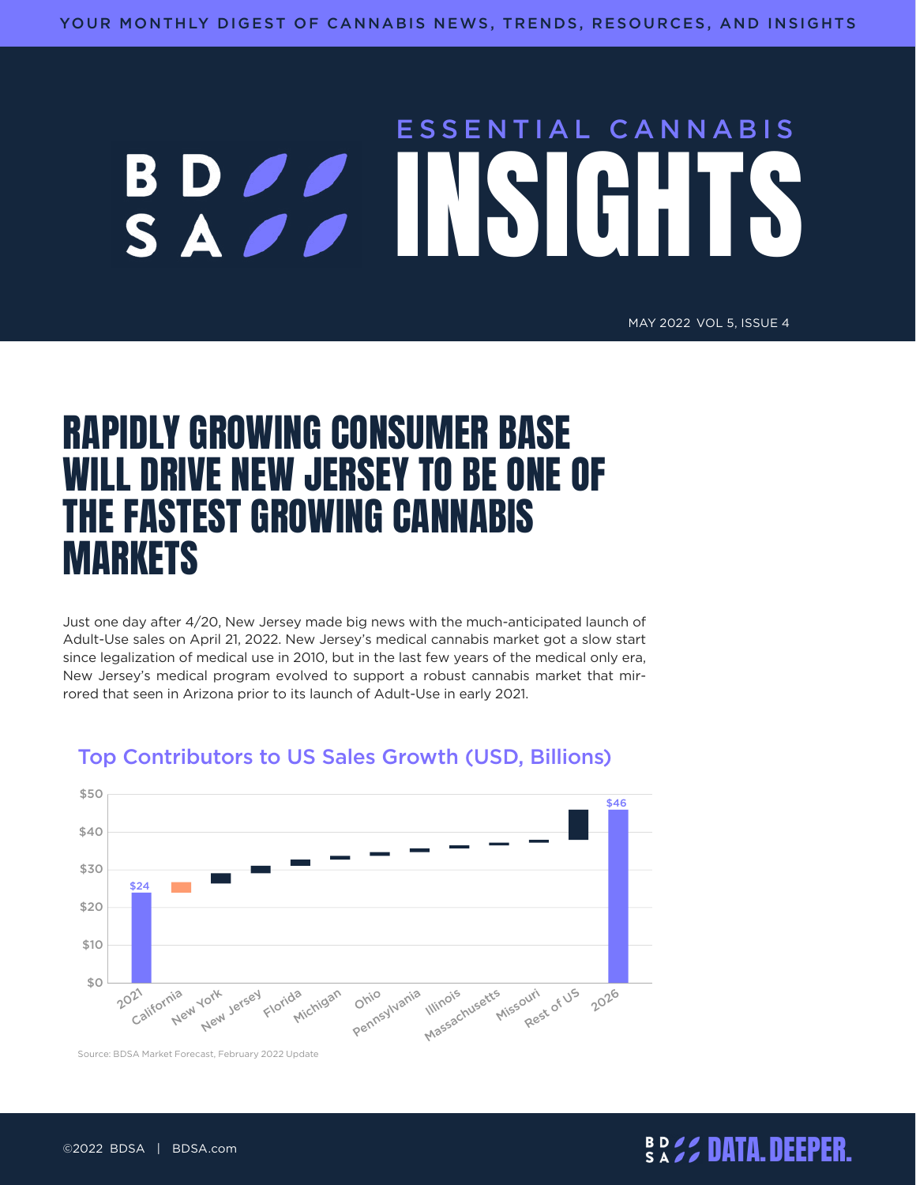YOUR MONTHLY DIGEST OF CANNABIS NEWS, TRENDS, RESOURCES, AND INSIGHTS

# ESSENTIAL CANNABIS INSIGHTS

MAY 2022 VOL 5, ISSUE 4

## RAPIDLY GROWING CONSUMER BASE WILL DRIVE NEW JERSEY TO BE ONE OF THE FASTEST GROWING CANNABIS MARKETS

Just one day after 4/20, New Jersey made big news with the much-anticipated launch of Adult-Use sales on April 21, 2022. New Jersey's medical cannabis market got a slow start since legalization of medical use in 2010, but in the last few years of the medical only era, New Jersey's medical program evolved to support a robust cannabis market that mirrored that seen in Arizona prior to its launch of Adult-Use in early 2021.

### Top Contributors to US Sales Growth (USD, Billions)

Waterfall chart from $24 (2021) to $46 (2026), with contributions from: California, New York, New Jersey, Florida, Michigan, Ohio, Pennsylvania, Illinois, Massachusetts, Missouri, Rest of US.

Source: BDSA Market Forecast, February 2022 Update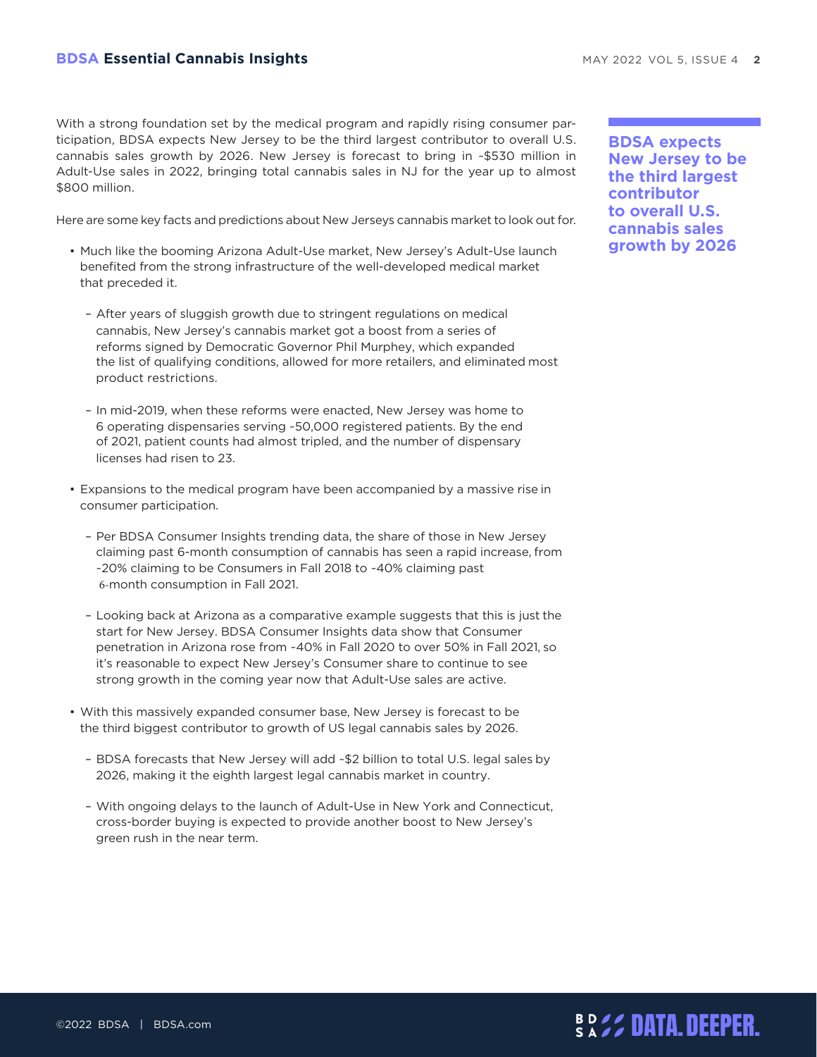With a strong foundation set by the medical program and rapidly rising consumer participation, BDSA expects New Jersey to be the third largest contributor to overall U.S. cannabis sales growth by 2026. New Jersey is forecast to bring in ~$530 million in Adult-Use sales in 2022, bringing total cannabis sales in NJ for the year up to almost $800 million.

**BDSA expects New Jersey to be the third largest contributor to overall U.S. cannabis sales growth by 2026**

Here are some key facts and predictions about New Jerseys cannabis market to look out for.

- Much like the booming Arizona Adult-Use market, New Jersey's Adult-Use launch benefited from the strong infrastructure of the well-developed medical market that preceded it.
  - After years of sluggish growth due to stringent regulations on medical cannabis, New Jersey's cannabis market got a boost from a series of reforms signed by Democratic Governor Phil Murphey, which expanded the list of qualifying conditions, allowed for more retailers, and eliminated most product restrictions.
  - In mid-2019, when these reforms were enacted, New Jersey was home to 6 operating dispensaries serving ~50,000 registered patients. By the end of 2021, patient counts had almost tripled, and the number of dispensary licenses had risen to 23.
- Expansions to the medical program have been accompanied by a massive rise in consumer participation.
  - Per BDSA Consumer Insights trending data, the share of those in New Jersey claiming past 6-month consumption of cannabis has seen a rapid increase, from ~20% claiming to be Consumers in Fall 2018 to ~40% claiming past 6-month consumption in Fall 2021.
  - Looking back at Arizona as a comparative example suggests that this is just the start for New Jersey. BDSA Consumer Insights data show that Consumer penetration in Arizona rose from ~40% in Fall 2020 to over 50% in Fall 2021, so it's reasonable to expect New Jersey's Consumer share to continue to see strong growth in the coming year now that Adult-Use sales are active.
- With this massively expanded consumer base, New Jersey is forecast to be the third biggest contributor to growth of US legal cannabis sales by 2026.
  - BDSA forecasts that New Jersey will add ~$2 billion to total U.S. legal sales by 2026, making it the eighth largest legal cannabis market in country.
  - With ongoing delays to the launch of Adult-Use in New York and Connecticut, cross-border buying is expected to provide another boost to New Jersey's green rush in the near term.